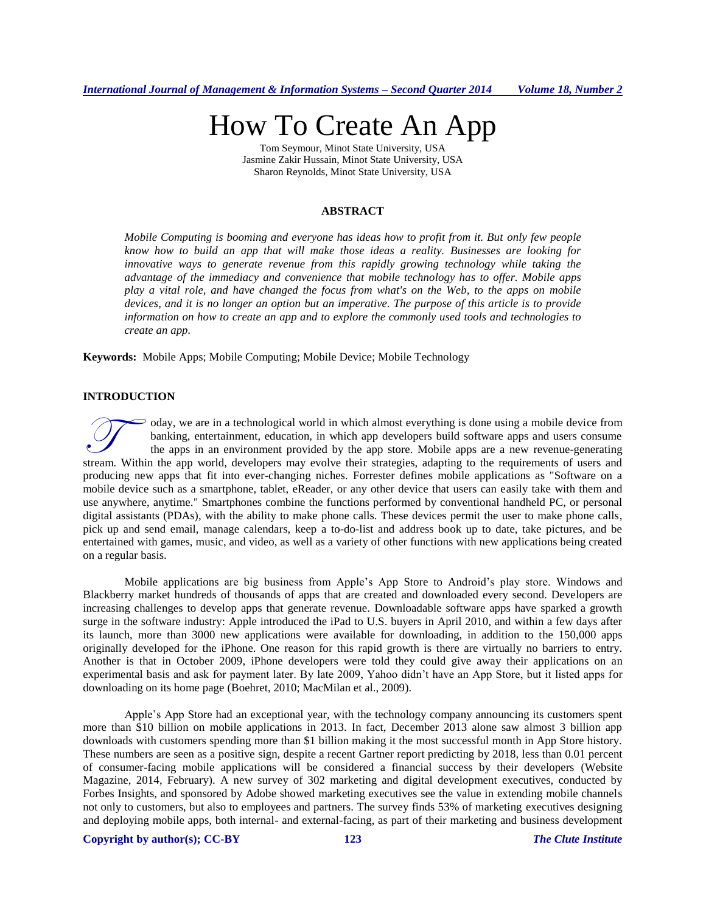# How To Create An App

Tom Seymour, Minot State University, USA
Jasmine Zakir Hussain, Minot State University, USA
Sharon Reynolds, Minot State University, USA

## ABSTRACT

*Mobile Computing is booming and everyone has ideas how to profit from it. But only few people know how to build an app that will make those ideas a reality. Businesses are looking for innovative ways to generate revenue from this rapidly growing technology while taking the advantage of the immediacy and convenience that mobile technology has to offer. Mobile apps play a vital role, and have changed the focus from what's on the Web, to the apps on mobile devices, and it is no longer an option but an imperative. The purpose of this article is to provide information on how to create an app and to explore the commonly used tools and technologies to create an app.*

**Keywords:** Mobile Apps; Mobile Computing; Mobile Device; Mobile Technology

## INTRODUCTION

Today, we are in a technological world in which almost everything is done using a mobile device from banking, entertainment, education, in which app developers build software apps and users consume the apps in an environment provided by the app store. Mobile apps are a new revenue-generating stream. Within the app world, developers may evolve their strategies, adapting to the requirements of users and producing new apps that fit into ever-changing niches. Forrester defines mobile applications as "Software on a mobile device such as a smartphone, tablet, eReader, or any other device that users can easily take with them and use anywhere, anytime." Smartphones combine the functions performed by conventional handheld PC, or personal digital assistants (PDAs), with the ability to make phone calls. These devices permit the user to make phone calls, pick up and send email, manage calendars, keep a to-do-list and address book up to date, take pictures, and be entertained with games, music, and video, as well as a variety of other functions with new applications being created on a regular basis.

Mobile applications are big business from Apple's App Store to Android's play store. Windows and Blackberry market hundreds of thousands of apps that are created and downloaded every second. Developers are increasing challenges to develop apps that generate revenue. Downloadable software apps have sparked a growth surge in the software industry: Apple introduced the iPad to U.S. buyers in April 2010, and within a few days after its launch, more than 3000 new applications were available for downloading, in addition to the 150,000 apps originally developed for the iPhone. One reason for this rapid growth is there are virtually no barriers to entry. Another is that in October 2009, iPhone developers were told they could give away their applications on an experimental basis and ask for payment later. By late 2009, Yahoo didn't have an App Store, but it listed apps for downloading on its home page (Boehret, 2010; MacMilan et al., 2009).

Apple's App Store had an exceptional year, with the technology company announcing its customers spent more than $10 billion on mobile applications in 2013. In fact, December 2013 alone saw almost 3 billion app downloads with customers spending more than $1 billion making it the most successful month in App Store history. These numbers are seen as a positive sign, despite a recent Gartner report predicting by 2018, less than 0.01 percent of consumer-facing mobile applications will be considered a financial success by their developers (Website Magazine, 2014, February). A new survey of 302 marketing and digital development executives, conducted by Forbes Insights, and sponsored by Adobe showed marketing executives see the value in extending mobile channels not only to customers, but also to employees and partners. The survey finds 53% of marketing executives designing and deploying mobile apps, both internal- and external-facing, as part of their marketing and business development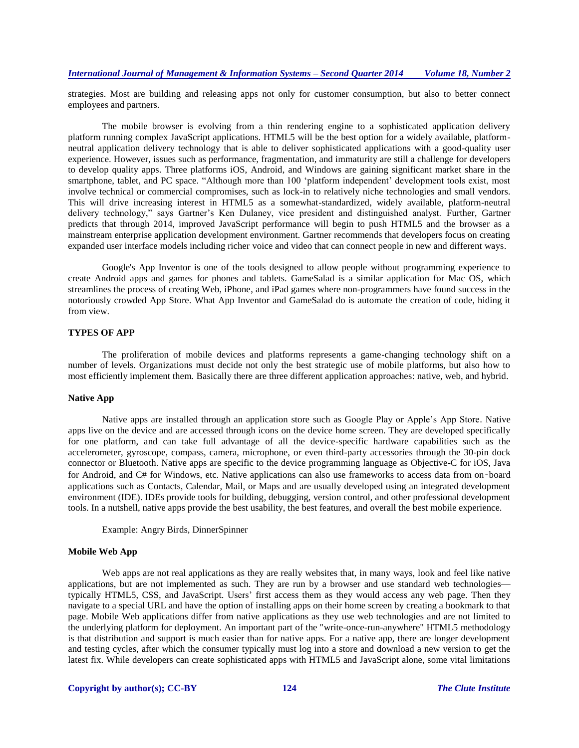strategies. Most are building and releasing apps not only for customer consumption, but also to better connect employees and partners.

The mobile browser is evolving from a thin rendering engine to a sophisticated application delivery platform running complex JavaScript applications. HTML5 will be the best option for a widely available, platform-neutral application delivery technology that is able to deliver sophisticated applications with a good-quality user experience. However, issues such as performance, fragmentation, and immaturity are still a challenge for developers to develop quality apps. Three platforms iOS, Android, and Windows are gaining significant market share in the smartphone, tablet, and PC space. "Although more than 100 'platform independent' development tools exist, most involve technical or commercial compromises, such as lock-in to relatively niche technologies and small vendors. This will drive increasing interest in HTML5 as a somewhat-standardized, widely available, platform-neutral delivery technology," says Gartner's Ken Dulaney, vice president and distinguished analyst. Further, Gartner predicts that through 2014, improved JavaScript performance will begin to push HTML5 and the browser as a mainstream enterprise application development environment. Gartner recommends that developers focus on creating expanded user interface models including richer voice and video that can connect people in new and different ways.

Google's App Inventor is one of the tools designed to allow people without programming experience to create Android apps and games for phones and tablets. GameSalad is a similar application for Mac OS, which streamlines the process of creating Web, iPhone, and iPad games where non-programmers have found success in the notoriously crowded App Store. What App Inventor and GameSalad do is automate the creation of code, hiding it from view.

## TYPES OF APP

The proliferation of mobile devices and platforms represents a game-changing technology shift on a number of levels. Organizations must decide not only the best strategic use of mobile platforms, but also how to most efficiently implement them. Basically there are three different application approaches: native, web, and hybrid.

### Native App

Native apps are installed through an application store such as Google Play or Apple's App Store. Native apps live on the device and are accessed through icons on the device home screen. They are developed specifically for one platform, and can take full advantage of all the device-specific hardware capabilities such as the accelerometer, gyroscope, compass, camera, microphone, or even third-party accessories through the 30-pin dock connector or Bluetooth. Native apps are specific to the device programming language as Objective-C for iOS, Java for Android, and C# for Windows, etc. Native applications can also use frameworks to access data from on‑board applications such as Contacts, Calendar, Mail, or Maps and are usually developed using an integrated development environment (IDE). IDEs provide tools for building, debugging, version control, and other professional development tools. In a nutshell, native apps provide the best usability, the best features, and overall the best mobile experience.

Example: Angry Birds, DinnerSpinner

### Mobile Web App

Web apps are not real applications as they are really websites that, in many ways, look and feel like native applications, but are not implemented as such. They are run by a browser and use standard web technologies—typically HTML5, CSS, and JavaScript. Users' first access them as they would access any web page. Then they navigate to a special URL and have the option of installing apps on their home screen by creating a bookmark to that page. Mobile Web applications differ from native applications as they use web technologies and are not limited to the underlying platform for deployment. An important part of the "write-once-run-anywhere" HTML5 methodology is that distribution and support is much easier than for native apps. For a native app, there are longer development and testing cycles, after which the consumer typically must log into a store and download a new version to get the latest fix. While developers can create sophisticated apps with HTML5 and JavaScript alone, some vital limitations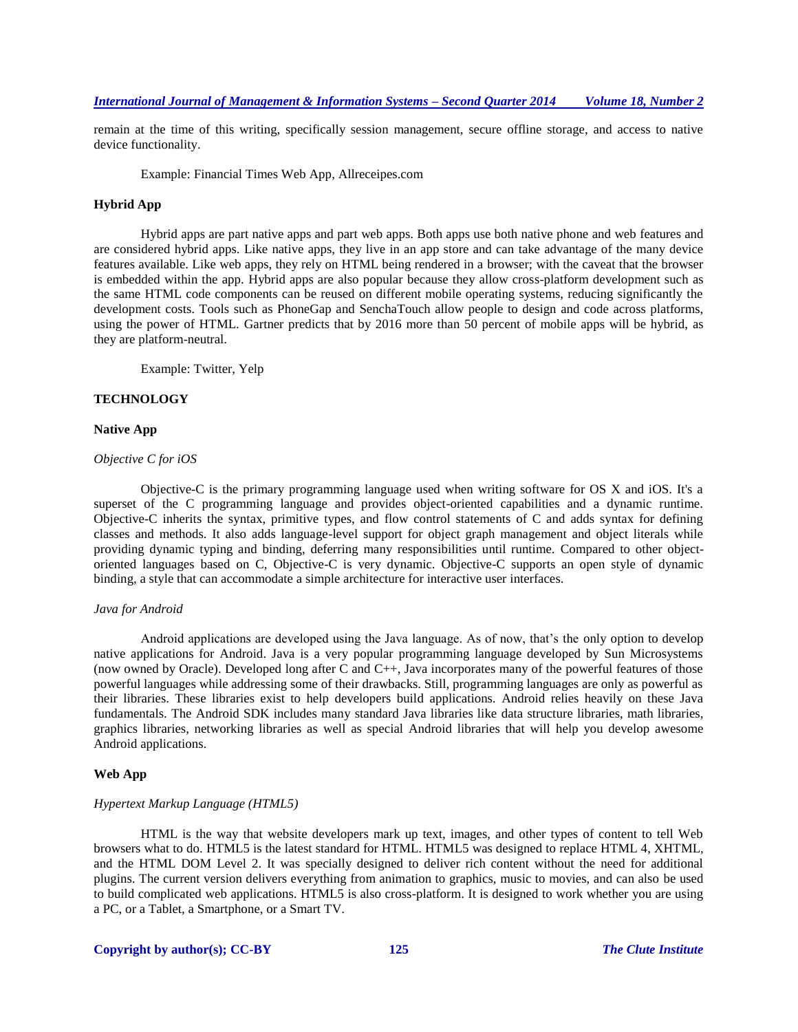remain at the time of this writing, specifically session management, secure offline storage, and access to native device functionality.

Example: Financial Times Web App, Allreceipes.com

### Hybrid App

Hybrid apps are part native apps and part web apps. Both apps use both native phone and web features and are considered hybrid apps. Like native apps, they live in an app store and can take advantage of the many device features available. Like web apps, they rely on HTML being rendered in a browser; with the caveat that the browser is embedded within the app. Hybrid apps are also popular because they allow cross-platform development such as the same HTML code components can be reused on different mobile operating systems, reducing significantly the development costs. Tools such as PhoneGap and SenchaTouch allow people to design and code across platforms, using the power of HTML. Gartner predicts that by 2016 more than 50 percent of mobile apps will be hybrid, as they are platform-neutral.

Example: Twitter, Yelp

## TECHNOLOGY

### Native App

*Objective C for iOS*

Objective-C is the primary programming language used when writing software for OS X and iOS. It's a superset of the C programming language and provides object-oriented capabilities and a dynamic runtime. Objective-C inherits the syntax, primitive types, and flow control statements of C and adds syntax for defining classes and methods. It also adds language-level support for object graph management and object literals while providing dynamic typing and binding, deferring many responsibilities until runtime. Compared to other object-oriented languages based on C, Objective-C is very dynamic. Objective-C supports an open style of dynamic binding, a style that can accommodate a simple architecture for interactive user interfaces.

*Java for Android*

Android applications are developed using the Java language. As of now, that's the only option to develop native applications for Android. Java is a very popular programming language developed by Sun Microsystems (now owned by Oracle). Developed long after C and C++, Java incorporates many of the powerful features of those powerful languages while addressing some of their drawbacks. Still, programming languages are only as powerful as their libraries. These libraries exist to help developers build applications. Android relies heavily on these Java fundamentals. The Android SDK includes many standard Java libraries like data structure libraries, math libraries, graphics libraries, networking libraries as well as special Android libraries that will help you develop awesome Android applications.

### Web App

*Hypertext Markup Language (HTML5)*

HTML is the way that website developers mark up text, images, and other types of content to tell Web browsers what to do. HTML5 is the latest standard for HTML. HTML5 was designed to replace HTML 4, XHTML, and the HTML DOM Level 2. It was specially designed to deliver rich content without the need for additional plugins. The current version delivers everything from animation to graphics, music to movies, and can also be used to build complicated web applications. HTML5 is also cross-platform. It is designed to work whether you are using a PC, or a Tablet, a Smartphone, or a Smart TV.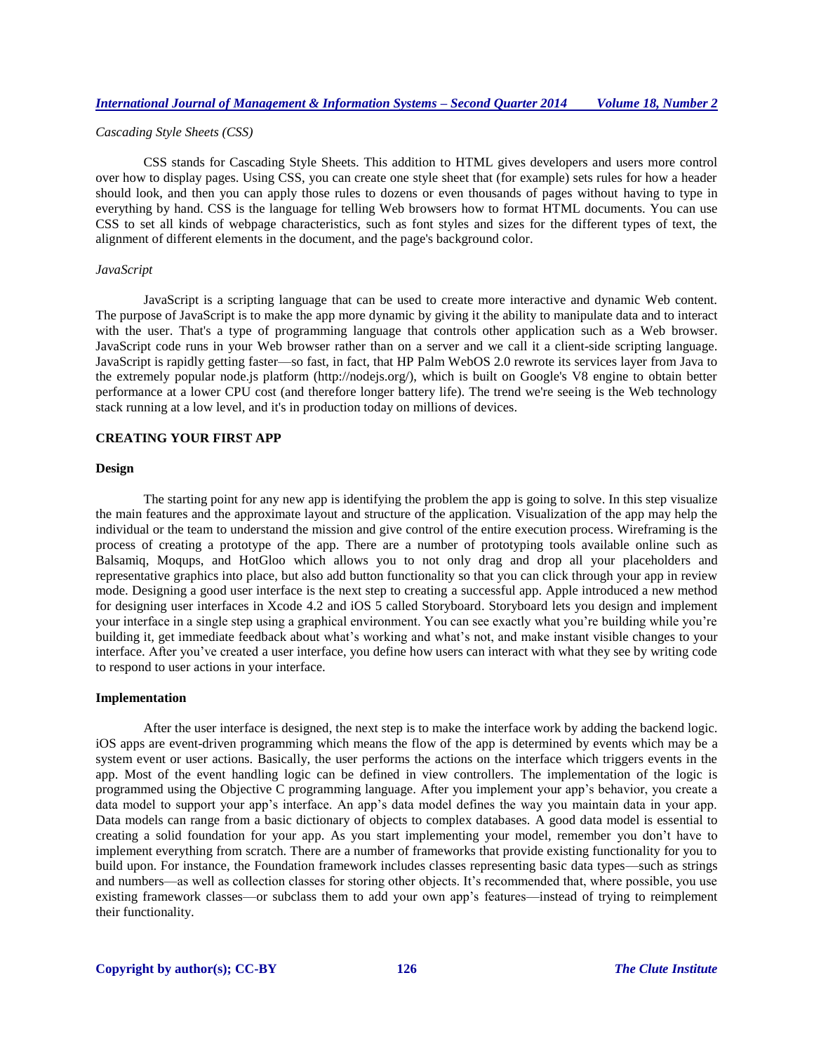*Cascading Style Sheets (CSS)*

CSS stands for Cascading Style Sheets. This addition to HTML gives developers and users more control over how to display pages. Using CSS, you can create one style sheet that (for example) sets rules for how a header should look, and then you can apply those rules to dozens or even thousands of pages without having to type in everything by hand. CSS is the language for telling Web browsers how to format HTML documents. You can use CSS to set all kinds of webpage characteristics, such as font styles and sizes for the different types of text, the alignment of different elements in the document, and the page's background color.

*JavaScript*

JavaScript is a scripting language that can be used to create more interactive and dynamic Web content. The purpose of JavaScript is to make the app more dynamic by giving it the ability to manipulate data and to interact with the user. That's a type of programming language that controls other application such as a Web browser. JavaScript code runs in your Web browser rather than on a server and we call it a client-side scripting language. JavaScript is rapidly getting faster—so fast, in fact, that HP Palm WebOS 2.0 rewrote its services layer from Java to the extremely popular node.js platform (http://nodejs.org/), which is built on Google's V8 engine to obtain better performance at a lower CPU cost (and therefore longer battery life). The trend we're seeing is the Web technology stack running at a low level, and it's in production today on millions of devices.

## CREATING YOUR FIRST APP

### Design

The starting point for any new app is identifying the problem the app is going to solve. In this step visualize the main features and the approximate layout and structure of the application. Visualization of the app may help the individual or the team to understand the mission and give control of the entire execution process. Wireframing is the process of creating a prototype of the app. There are a number of prototyping tools available online such as Balsamiq, Moqups, and HotGloo which allows you to not only drag and drop all your placeholders and representative graphics into place, but also add button functionality so that you can click through your app in review mode. Designing a good user interface is the next step to creating a successful app. Apple introduced a new method for designing user interfaces in Xcode 4.2 and iOS 5 called Storyboard. Storyboard lets you design and implement your interface in a single step using a graphical environment. You can see exactly what you're building while you're building it, get immediate feedback about what's working and what's not, and make instant visible changes to your interface. After you've created a user interface, you define how users can interact with what they see by writing code to respond to user actions in your interface.

### Implementation

After the user interface is designed, the next step is to make the interface work by adding the backend logic. iOS apps are event-driven programming which means the flow of the app is determined by events which may be a system event or user actions. Basically, the user performs the actions on the interface which triggers events in the app. Most of the event handling logic can be defined in view controllers. The implementation of the logic is programmed using the Objective C programming language. After you implement your app's behavior, you create a data model to support your app's interface. An app's data model defines the way you maintain data in your app. Data models can range from a basic dictionary of objects to complex databases. A good data model is essential to creating a solid foundation for your app. As you start implementing your model, remember you don't have to implement everything from scratch. There are a number of frameworks that provide existing functionality for you to build upon. For instance, the Foundation framework includes classes representing basic data types—such as strings and numbers—as well as collection classes for storing other objects. It's recommended that, where possible, you use existing framework classes—or subclass them to add your own app's features—instead of trying to reimplement their functionality.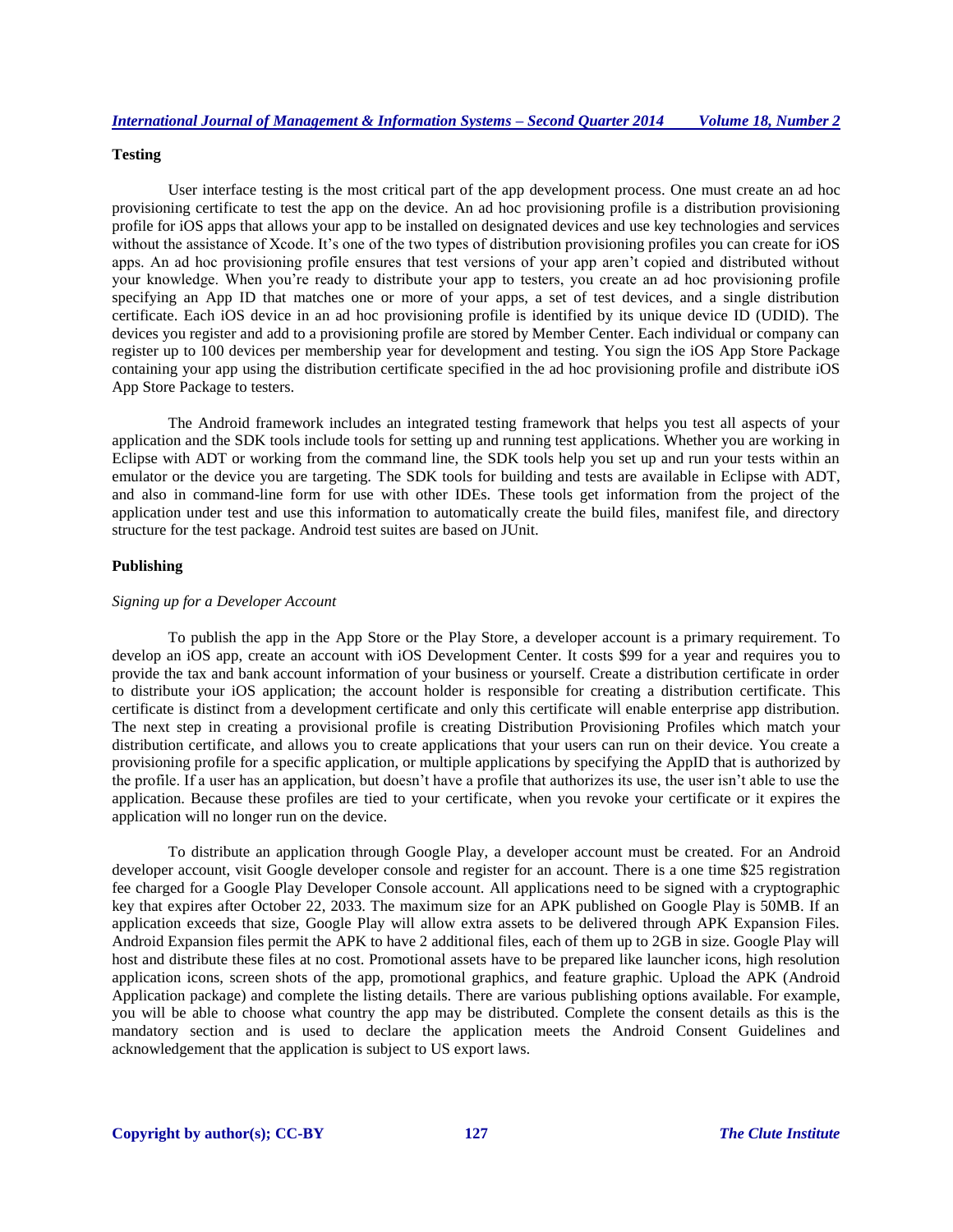**Testing**

User interface testing is the most critical part of the app development process. One must create an ad hoc provisioning certificate to test the app on the device. An ad hoc provisioning profile is a distribution provisioning profile for iOS apps that allows your app to be installed on designated devices and use key technologies and services without the assistance of Xcode. It's one of the two types of distribution provisioning profiles you can create for iOS apps. An ad hoc provisioning profile ensures that test versions of your app aren't copied and distributed without your knowledge. When you're ready to distribute your app to testers, you create an ad hoc provisioning profile specifying an App ID that matches one or more of your apps, a set of test devices, and a single distribution certificate. Each iOS device in an ad hoc provisioning profile is identified by its unique device ID (UDID). The devices you register and add to a provisioning profile are stored by Member Center. Each individual or company can register up to 100 devices per membership year for development and testing. You sign the iOS App Store Package containing your app using the distribution certificate specified in the ad hoc provisioning profile and distribute iOS App Store Package to testers.

The Android framework includes an integrated testing framework that helps you test all aspects of your application and the SDK tools include tools for setting up and running test applications. Whether you are working in Eclipse with ADT or working from the command line, the SDK tools help you set up and run your tests within an emulator or the device you are targeting. The SDK tools for building and tests are available in Eclipse with ADT, and also in command-line form for use with other IDEs. These tools get information from the project of the application under test and use this information to automatically create the build files, manifest file, and directory structure for the test package. Android test suites are based on JUnit.

**Publishing**

*Signing up for a Developer Account*

To publish the app in the App Store or the Play Store, a developer account is a primary requirement. To develop an iOS app, create an account with iOS Development Center. It costs $99 for a year and requires you to provide the tax and bank account information of your business or yourself. Create a distribution certificate in order to distribute your iOS application; the account holder is responsible for creating a distribution certificate. This certificate is distinct from a development certificate and only this certificate will enable enterprise app distribution. The next step in creating a provisional profile is creating Distribution Provisioning Profiles which match your distribution certificate, and allows you to create applications that your users can run on their device. You create a provisioning profile for a specific application, or multiple applications by specifying the AppID that is authorized by the profile. If a user has an application, but doesn't have a profile that authorizes its use, the user isn't able to use the application. Because these profiles are tied to your certificate, when you revoke your certificate or it expires the application will no longer run on the device.

To distribute an application through Google Play, a developer account must be created. For an Android developer account, visit Google developer console and register for an account. There is a one time $25 registration fee charged for a Google Play Developer Console account. All applications need to be signed with a cryptographic key that expires after October 22, 2033. The maximum size for an APK published on Google Play is 50MB. If an application exceeds that size, Google Play will allow extra assets to be delivered through APK Expansion Files. Android Expansion files permit the APK to have 2 additional files, each of them up to 2GB in size. Google Play will host and distribute these files at no cost. Promotional assets have to be prepared like launcher icons, high resolution application icons, screen shots of the app, promotional graphics, and feature graphic. Upload the APK (Android Application package) and complete the listing details. There are various publishing options available. For example, you will be able to choose what country the app may be distributed. Complete the consent details as this is the mandatory section and is used to declare the application meets the Android Consent Guidelines and acknowledgement that the application is subject to US export laws.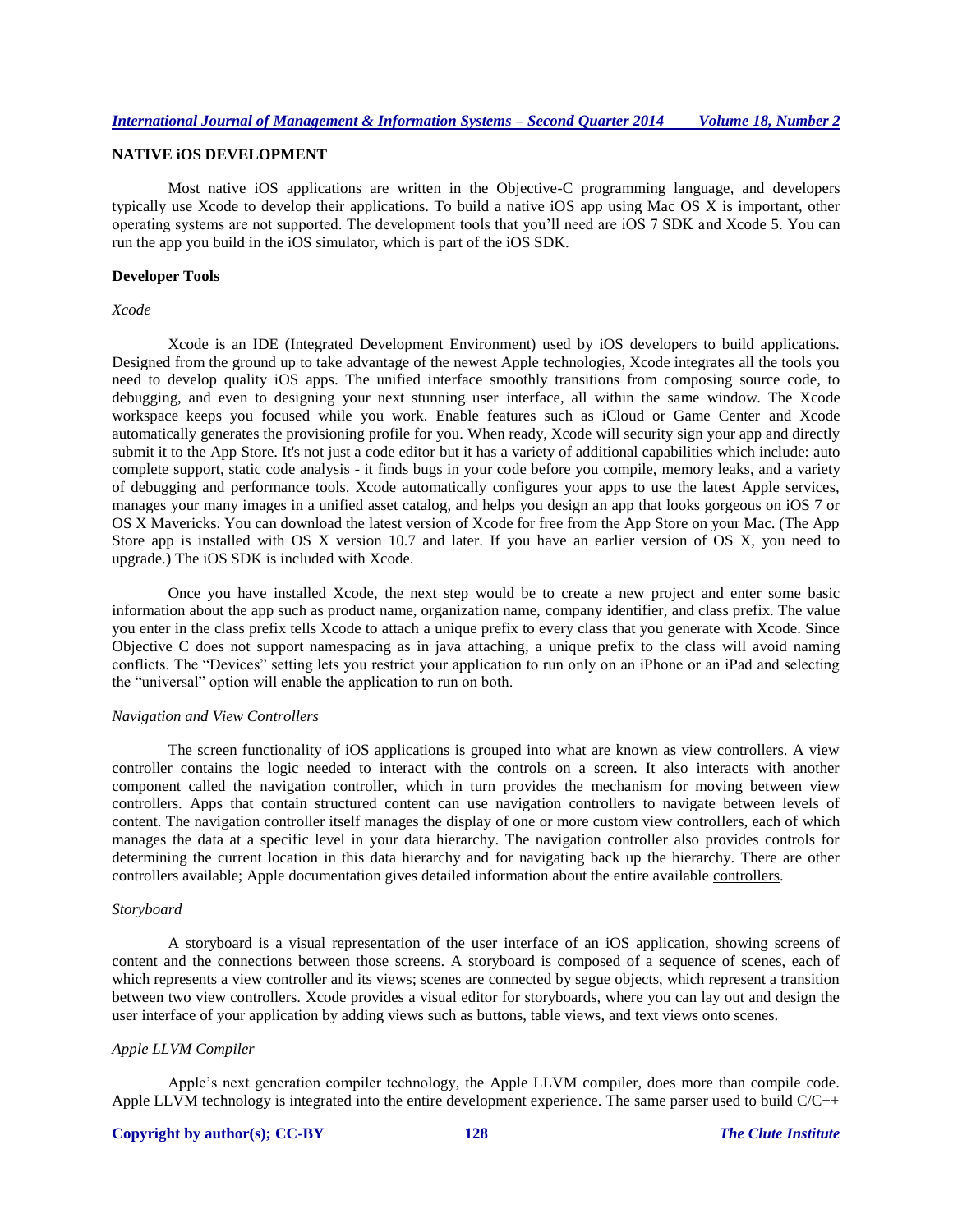## NATIVE iOS DEVELOPMENT

Most native iOS applications are written in the Objective-C programming language, and developers typically use Xcode to develop their applications. To build a native iOS app using Mac OS X is important, other operating systems are not supported. The development tools that you'll need are iOS 7 SDK and Xcode 5. You can run the app you build in the iOS simulator, which is part of the iOS SDK.

### Developer Tools

#### *Xcode*

Xcode is an IDE (Integrated Development Environment) used by iOS developers to build applications. Designed from the ground up to take advantage of the newest Apple technologies, Xcode integrates all the tools you need to develop quality iOS apps. The unified interface smoothly transitions from composing source code, to debugging, and even to designing your next stunning user interface, all within the same window. The Xcode workspace keeps you focused while you work. Enable features such as iCloud or Game Center and Xcode automatically generates the provisioning profile for you. When ready, Xcode will security sign your app and directly submit it to the App Store. It's not just a code editor but it has a variety of additional capabilities which include: auto complete support, static code analysis - it finds bugs in your code before you compile, memory leaks, and a variety of debugging and performance tools. Xcode automatically configures your apps to use the latest Apple services, manages your many images in a unified asset catalog, and helps you design an app that looks gorgeous on iOS 7 or OS X Mavericks. You can download the latest version of Xcode for free from the App Store on your Mac. (The App Store app is installed with OS X version 10.7 and later. If you have an earlier version of OS X, you need to upgrade.) The iOS SDK is included with Xcode.

Once you have installed Xcode, the next step would be to create a new project and enter some basic information about the app such as product name, organization name, company identifier, and class prefix. The value you enter in the class prefix tells Xcode to attach a unique prefix to every class that you generate with Xcode. Since Objective C does not support namespacing as in java attaching, a unique prefix to the class will avoid naming conflicts. The "Devices" setting lets you restrict your application to run only on an iPhone or an iPad and selecting the "universal" option will enable the application to run on both.

#### *Navigation and View Controllers*

The screen functionality of iOS applications is grouped into what are known as view controllers. A view controller contains the logic needed to interact with the controls on a screen. It also interacts with another component called the navigation controller, which in turn provides the mechanism for moving between view controllers. Apps that contain structured content can use navigation controllers to navigate between levels of content. The navigation controller itself manages the display of one or more custom view controllers, each of which manages the data at a specific level in your data hierarchy. The navigation controller also provides controls for determining the current location in this data hierarchy and for navigating back up the hierarchy. There are other controllers available; Apple documentation gives detailed information about the entire available controllers.

#### *Storyboard*

A storyboard is a visual representation of the user interface of an iOS application, showing screens of content and the connections between those screens. A storyboard is composed of a sequence of scenes, each of which represents a view controller and its views; scenes are connected by segue objects, which represent a transition between two view controllers. Xcode provides a visual editor for storyboards, where you can lay out and design the user interface of your application by adding views such as buttons, table views, and text views onto scenes.

#### *Apple LLVM Compiler*

Apple's next generation compiler technology, the Apple LLVM compiler, does more than compile code. Apple LLVM technology is integrated into the entire development experience. The same parser used to build C/C++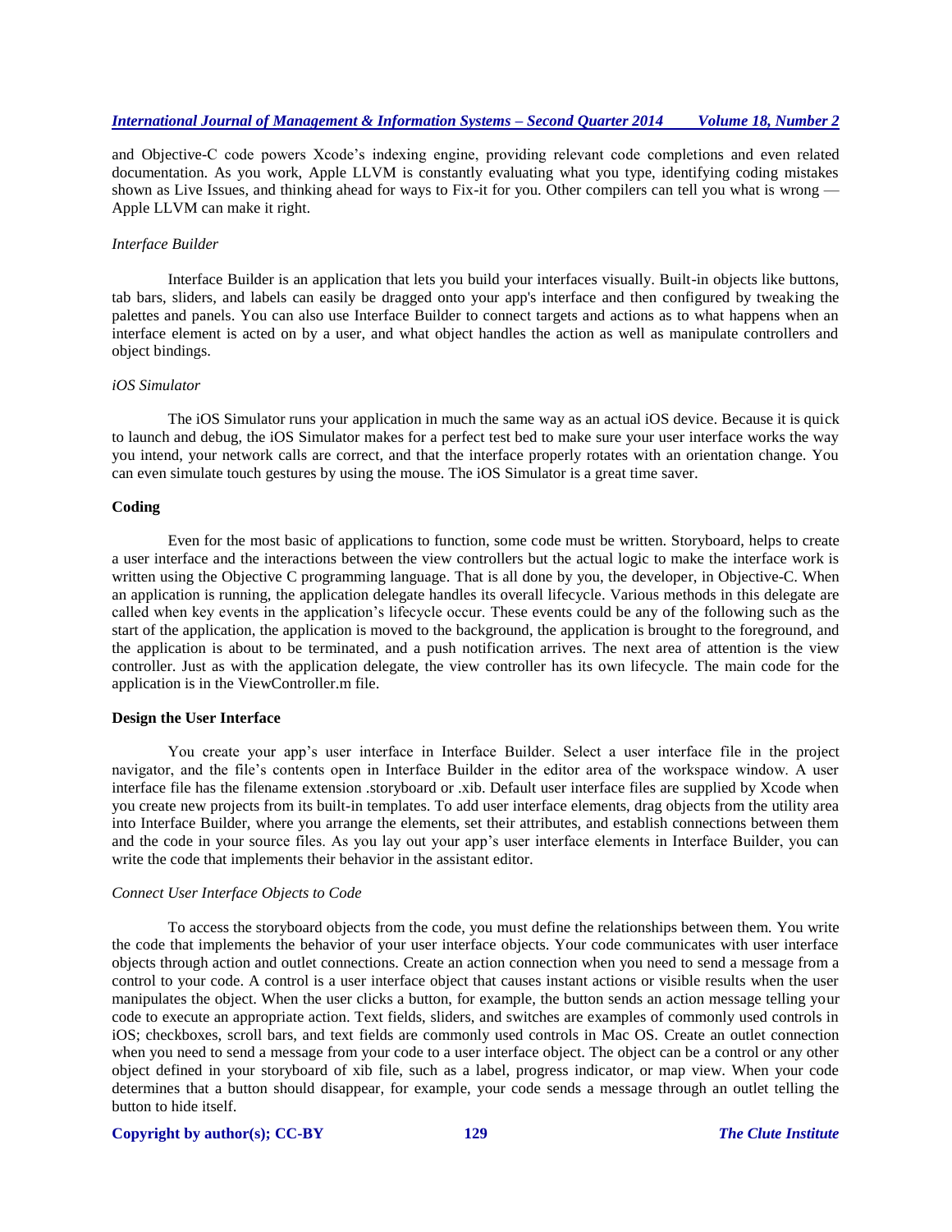and Objective-C code powers Xcode's indexing engine, providing relevant code completions and even related documentation. As you work, Apple LLVM is constantly evaluating what you type, identifying coding mistakes shown as Live Issues, and thinking ahead for ways to Fix-it for you. Other compilers can tell you what is wrong — Apple LLVM can make it right.

*Interface Builder*

Interface Builder is an application that lets you build your interfaces visually. Built-in objects like buttons, tab bars, sliders, and labels can easily be dragged onto your app's interface and then configured by tweaking the palettes and panels. You can also use Interface Builder to connect targets and actions as to what happens when an interface element is acted on by a user, and what object handles the action as well as manipulate controllers and object bindings.

*iOS Simulator*

The iOS Simulator runs your application in much the same way as an actual iOS device. Because it is quick to launch and debug, the iOS Simulator makes for a perfect test bed to make sure your user interface works the way you intend, your network calls are correct, and that the interface properly rotates with an orientation change. You can even simulate touch gestures by using the mouse. The iOS Simulator is a great time saver.

**Coding**

Even for the most basic of applications to function, some code must be written. Storyboard, helps to create a user interface and the interactions between the view controllers but the actual logic to make the interface work is written using the Objective C programming language. That is all done by you, the developer, in Objective-C. When an application is running, the application delegate handles its overall lifecycle. Various methods in this delegate are called when key events in the application's lifecycle occur. These events could be any of the following such as the start of the application, the application is moved to the background, the application is brought to the foreground, and the application is about to be terminated, and a push notification arrives. The next area of attention is the view controller. Just as with the application delegate, the view controller has its own lifecycle. The main code for the application is in the ViewController.m file.

**Design the User Interface**

You create your app's user interface in Interface Builder. Select a user interface file in the project navigator, and the file's contents open in Interface Builder in the editor area of the workspace window. A user interface file has the filename extension .storyboard or .xib. Default user interface files are supplied by Xcode when you create new projects from its built-in templates. To add user interface elements, drag objects from the utility area into Interface Builder, where you arrange the elements, set their attributes, and establish connections between them and the code in your source files. As you lay out your app's user interface elements in Interface Builder, you can write the code that implements their behavior in the assistant editor.

*Connect User Interface Objects to Code*

To access the storyboard objects from the code, you must define the relationships between them. You write the code that implements the behavior of your user interface objects. Your code communicates with user interface objects through action and outlet connections. Create an action connection when you need to send a message from a control to your code. A control is a user interface object that causes instant actions or visible results when the user manipulates the object. When the user clicks a button, for example, the button sends an action message telling your code to execute an appropriate action. Text fields, sliders, and switches are examples of commonly used controls in iOS; checkboxes, scroll bars, and text fields are commonly used controls in Mac OS. Create an outlet connection when you need to send a message from your code to a user interface object. The object can be a control or any other object defined in your storyboard of xib file, such as a label, progress indicator, or map view. When your code determines that a button should disappear, for example, your code sends a message through an outlet telling the button to hide itself.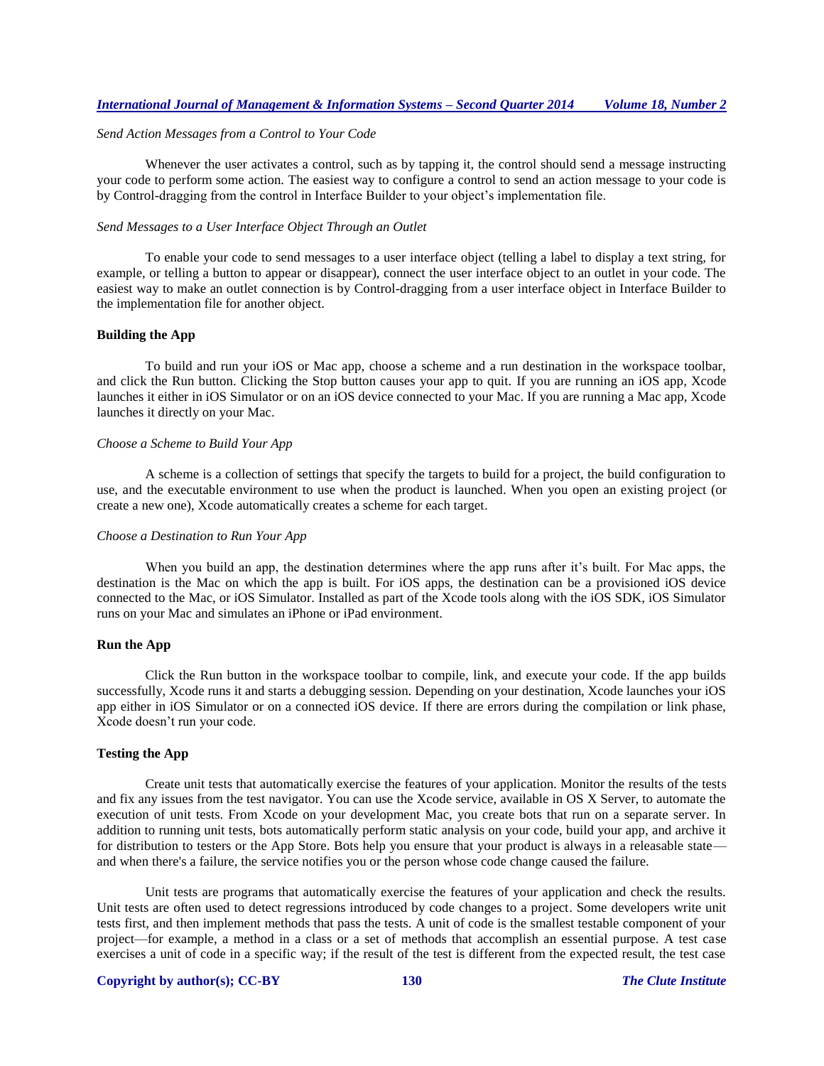*Send Action Messages from a Control to Your Code*

Whenever the user activates a control, such as by tapping it, the control should send a message instructing your code to perform some action. The easiest way to configure a control to send an action message to your code is by Control-dragging from the control in Interface Builder to your object's implementation file.

*Send Messages to a User Interface Object Through an Outlet*

To enable your code to send messages to a user interface object (telling a label to display a text string, for example, or telling a button to appear or disappear), connect the user interface object to an outlet in your code. The easiest way to make an outlet connection is by Control-dragging from a user interface object in Interface Builder to the implementation file for another object.

**Building the App**

To build and run your iOS or Mac app, choose a scheme and a run destination in the workspace toolbar, and click the Run button. Clicking the Stop button causes your app to quit. If you are running an iOS app, Xcode launches it either in iOS Simulator or on an iOS device connected to your Mac. If you are running a Mac app, Xcode launches it directly on your Mac.

*Choose a Scheme to Build Your App*

A scheme is a collection of settings that specify the targets to build for a project, the build configuration to use, and the executable environment to use when the product is launched. When you open an existing project (or create a new one), Xcode automatically creates a scheme for each target.

*Choose a Destination to Run Your App*

When you build an app, the destination determines where the app runs after it's built. For Mac apps, the destination is the Mac on which the app is built. For iOS apps, the destination can be a provisioned iOS device connected to the Mac, or iOS Simulator. Installed as part of the Xcode tools along with the iOS SDK, iOS Simulator runs on your Mac and simulates an iPhone or iPad environment.

**Run the App**

Click the Run button in the workspace toolbar to compile, link, and execute your code. If the app builds successfully, Xcode runs it and starts a debugging session. Depending on your destination, Xcode launches your iOS app either in iOS Simulator or on a connected iOS device. If there are errors during the compilation or link phase, Xcode doesn't run your code.

**Testing the App**

Create unit tests that automatically exercise the features of your application. Monitor the results of the tests and fix any issues from the test navigator. You can use the Xcode service, available in OS X Server, to automate the execution of unit tests. From Xcode on your development Mac, you create bots that run on a separate server. In addition to running unit tests, bots automatically perform static analysis on your code, build your app, and archive it for distribution to testers or the App Store. Bots help you ensure that your product is always in a releasable state—and when there's a failure, the service notifies you or the person whose code change caused the failure.

Unit tests are programs that automatically exercise the features of your application and check the results. Unit tests are often used to detect regressions introduced by code changes to a project. Some developers write unit tests first, and then implement methods that pass the tests. A unit of code is the smallest testable component of your project—for example, a method in a class or a set of methods that accomplish an essential purpose. A test case exercises a unit of code in a specific way; if the result of the test is different from the expected result, the test case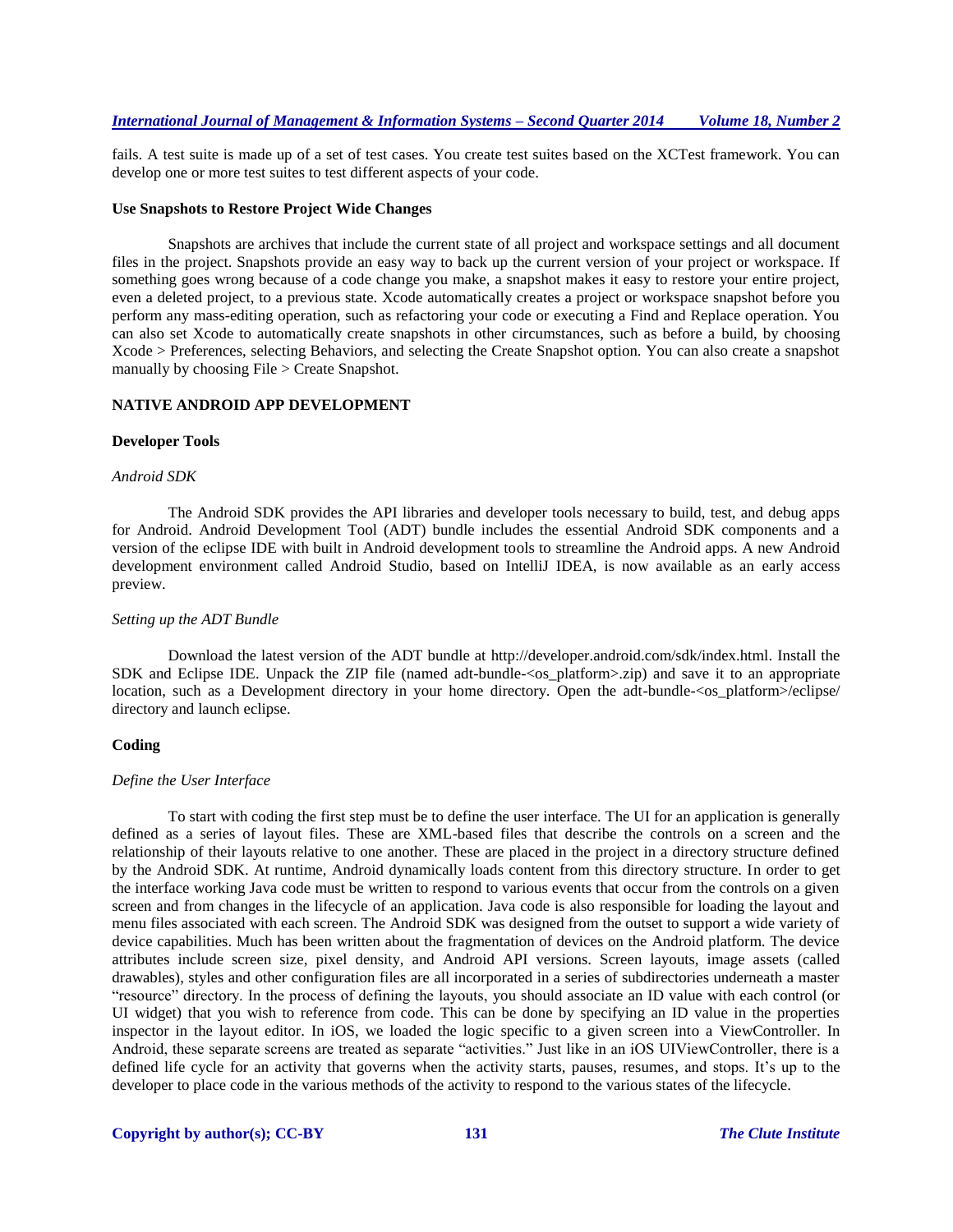fails. A test suite is made up of a set of test cases. You create test suites based on the XCTest framework. You can develop one or more test suites to test different aspects of your code.

#### Use Snapshots to Restore Project Wide Changes

Snapshots are archives that include the current state of all project and workspace settings and all document files in the project. Snapshots provide an easy way to back up the current version of your project or workspace. If something goes wrong because of a code change you make, a snapshot makes it easy to restore your entire project, even a deleted project, to a previous state. Xcode automatically creates a project or workspace snapshot before you perform any mass-editing operation, such as refactoring your code or executing a Find and Replace operation. You can also set Xcode to automatically create snapshots in other circumstances, such as before a build, by choosing Xcode > Preferences, selecting Behaviors, and selecting the Create Snapshot option. You can also create a snapshot manually by choosing File > Create Snapshot.

## NATIVE ANDROID APP DEVELOPMENT

### Developer Tools

*Android SDK*

The Android SDK provides the API libraries and developer tools necessary to build, test, and debug apps for Android. Android Development Tool (ADT) bundle includes the essential Android SDK components and a version of the eclipse IDE with built in Android development tools to streamline the Android apps. A new Android development environment called Android Studio, based on IntelliJ IDEA, is now available as an early access preview.

*Setting up the ADT Bundle*

Download the latest version of the ADT bundle at http://developer.android.com/sdk/index.html. Install the SDK and Eclipse IDE. Unpack the ZIP file (named adt-bundle-<os_platform>.zip) and save it to an appropriate location, such as a Development directory in your home directory. Open the adt-bundle-<os_platform>/eclipse/ directory and launch eclipse.

### Coding

*Define the User Interface*

To start with coding the first step must be to define the user interface. The UI for an application is generally defined as a series of layout files. These are XML-based files that describe the controls on a screen and the relationship of their layouts relative to one another. These are placed in the project in a directory structure defined by the Android SDK. At runtime, Android dynamically loads content from this directory structure. In order to get the interface working Java code must be written to respond to various events that occur from the controls on a given screen and from changes in the lifecycle of an application. Java code is also responsible for loading the layout and menu files associated with each screen. The Android SDK was designed from the outset to support a wide variety of device capabilities. Much has been written about the fragmentation of devices on the Android platform. The device attributes include screen size, pixel density, and Android API versions. Screen layouts, image assets (called drawables), styles and other configuration files are all incorporated in a series of subdirectories underneath a master "resource" directory. In the process of defining the layouts, you should associate an ID value with each control (or UI widget) that you wish to reference from code. This can be done by specifying an ID value in the properties inspector in the layout editor. In iOS, we loaded the logic specific to a given screen into a ViewController. In Android, these separate screens are treated as separate "activities." Just like in an iOS UIViewController, there is a defined life cycle for an activity that governs when the activity starts, pauses, resumes, and stops. It's up to the developer to place code in the various methods of the activity to respond to the various states of the lifecycle.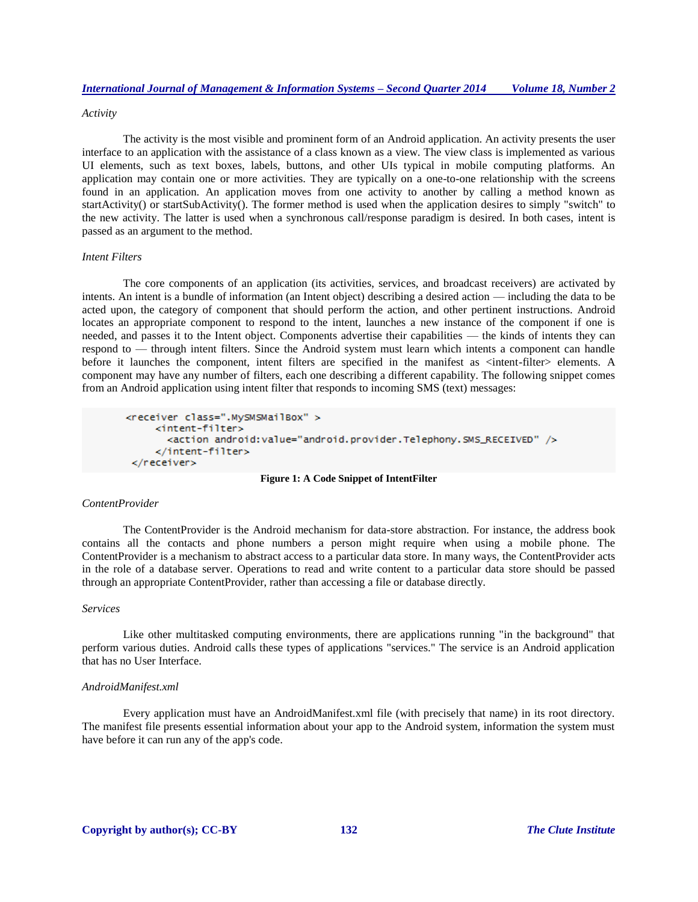*Activity*

The activity is the most visible and prominent form of an Android application. An activity presents the user interface to an application with the assistance of a class known as a view. The view class is implemented as various UI elements, such as text boxes, labels, buttons, and other UIs typical in mobile computing platforms. An application may contain one or more activities. They are typically on a one-to-one relationship with the screens found in an application. An application moves from one activity to another by calling a method known as startActivity() or startSubActivity(). The former method is used when the application desires to simply "switch" to the new activity. The latter is used when a synchronous call/response paradigm is desired. In both cases, intent is passed as an argument to the method.

*Intent Filters*

The core components of an application (its activities, services, and broadcast receivers) are activated by intents. An intent is a bundle of information (an Intent object) describing a desired action — including the data to be acted upon, the category of component that should perform the action, and other pertinent instructions. Android locates an appropriate component to respond to the intent, launches a new instance of the component if one is needed, and passes it to the Intent object. Components advertise their capabilities — the kinds of intents they can respond to — through intent filters. Since the Android system must learn which intents a component can handle before it launches the component, intent filters are specified in the manifest as <intent-filter> elements. A component may have any number of filters, each one describing a different capability. The following snippet comes from an Android application using intent filter that responds to incoming SMS (text) messages:

```
<receiver class=".MySMSMailBox" >
     <intent-filter>
       <action android:value="android.provider.Telephony.SMS_RECEIVED" />
     </intent-filter>
 </receiver>
```

**Figure 1: A Code Snippet of IntentFilter**

*ContentProvider*

The ContentProvider is the Android mechanism for data-store abstraction. For instance, the address book contains all the contacts and phone numbers a person might require when using a mobile phone. The ContentProvider is a mechanism to abstract access to a particular data store. In many ways, the ContentProvider acts in the role of a database server. Operations to read and write content to a particular data store should be passed through an appropriate ContentProvider, rather than accessing a file or database directly.

*Services*

Like other multitasked computing environments, there are applications running "in the background" that perform various duties. Android calls these types of applications "services." The service is an Android application that has no User Interface.

*AndroidManifest.xml*

Every application must have an AndroidManifest.xml file (with precisely that name) in its root directory. The manifest file presents essential information about your app to the Android system, information the system must have before it can run any of the app's code.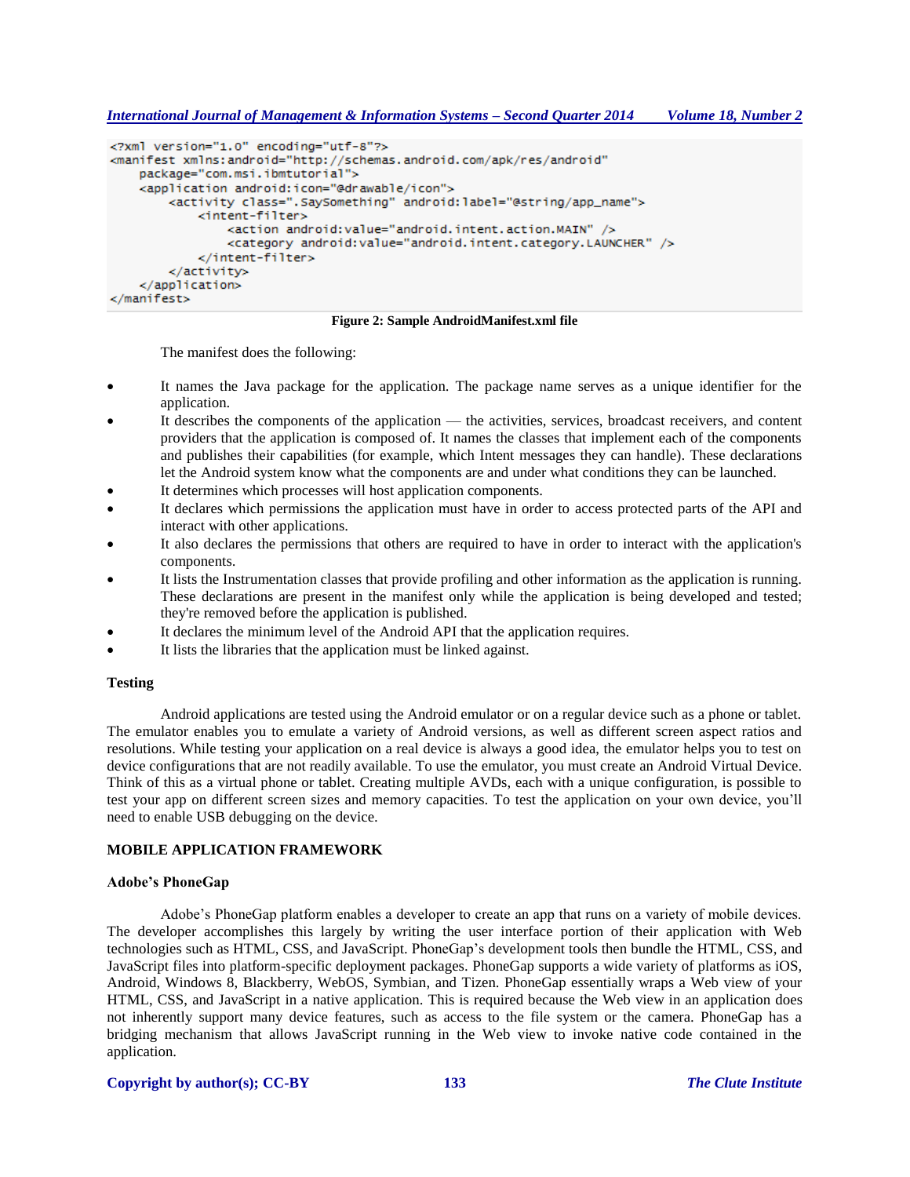```xml
<?xml version="1.0" encoding="utf-8"?>
<manifest xmlns:android="http://schemas.android.com/apk/res/android"
    package="com.msi.ibmtutorial">
    <application android:icon="@drawable/icon">
        <activity class=".SaySomething" android:label="@string/app_name">
            <intent-filter>
                <action android:value="android.intent.action.MAIN" />
                <category android:value="android.intent.category.LAUNCHER" />
            </intent-filter>
        </activity>
    </application>
</manifest>
```

**Figure 2: Sample AndroidManifest.xml file**

The manifest does the following:

- It names the Java package for the application. The package name serves as a unique identifier for the application.
- It describes the components of the application — the activities, services, broadcast receivers, and content providers that the application is composed of. It names the classes that implement each of the components and publishes their capabilities (for example, which Intent messages they can handle). These declarations let the Android system know what the components are and under what conditions they can be launched.
- It determines which processes will host application components.
- It declares which permissions the application must have in order to access protected parts of the API and interact with other applications.
- It also declares the permissions that others are required to have in order to interact with the application's components.
- It lists the Instrumentation classes that provide profiling and other information as the application is running. These declarations are present in the manifest only while the application is being developed and tested; they're removed before the application is published.
- It declares the minimum level of the Android API that the application requires.
- It lists the libraries that the application must be linked against.

### Testing

Android applications are tested using the Android emulator or on a regular device such as a phone or tablet. The emulator enables you to emulate a variety of Android versions, as well as different screen aspect ratios and resolutions. While testing your application on a real device is always a good idea, the emulator helps you to test on device configurations that are not readily available. To use the emulator, you must create an Android Virtual Device. Think of this as a virtual phone or tablet. Creating multiple AVDs, each with a unique configuration, is possible to test your app on different screen sizes and memory capacities. To test the application on your own device, you'll need to enable USB debugging on the device.

## MOBILE APPLICATION FRAMEWORK

### Adobe's PhoneGap

Adobe's PhoneGap platform enables a developer to create an app that runs on a variety of mobile devices. The developer accomplishes this largely by writing the user interface portion of their application with Web technologies such as HTML, CSS, and JavaScript. PhoneGap's development tools then bundle the HTML, CSS, and JavaScript files into platform-specific deployment packages. PhoneGap supports a wide variety of platforms as iOS, Android, Windows 8, Blackberry, WebOS, Symbian, and Tizen. PhoneGap essentially wraps a Web view of your HTML, CSS, and JavaScript in a native application. This is required because the Web view in an application does not inherently support many device features, such as access to the file system or the camera. PhoneGap has a bridging mechanism that allows JavaScript running in the Web view to invoke native code contained in the application.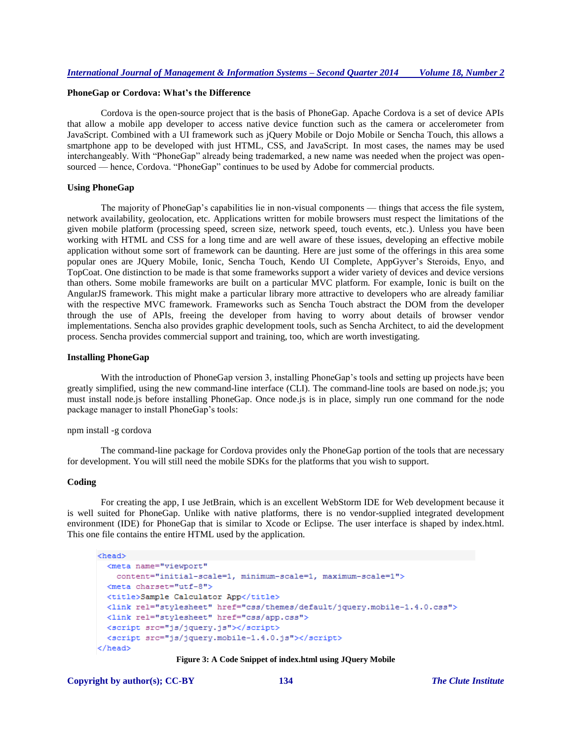### PhoneGap or Cordova: What's the Difference

Cordova is the open-source project that is the basis of PhoneGap. Apache Cordova is a set of device APIs that allow a mobile app developer to access native device function such as the camera or accelerometer from JavaScript. Combined with a UI framework such as jQuery Mobile or Dojo Mobile or Sencha Touch, this allows a smartphone app to be developed with just HTML, CSS, and JavaScript. In most cases, the names may be used interchangeably. With "PhoneGap" already being trademarked, a new name was needed when the project was open-sourced — hence, Cordova. "PhoneGap" continues to be used by Adobe for commercial products.

### Using PhoneGap

The majority of PhoneGap's capabilities lie in non-visual components — things that access the file system, network availability, geolocation, etc. Applications written for mobile browsers must respect the limitations of the given mobile platform (processing speed, screen size, network speed, touch events, etc.). Unless you have been working with HTML and CSS for a long time and are well aware of these issues, developing an effective mobile application without some sort of framework can be daunting. Here are just some of the offerings in this area some popular ones are JQuery Mobile, Ionic, Sencha Touch, Kendo UI Complete, AppGyver's Steroids, Enyo, and TopCoat. One distinction to be made is that some frameworks support a wider variety of devices and device versions than others. Some mobile frameworks are built on a particular MVC platform. For example, Ionic is built on the AngularJS framework. This might make a particular library more attractive to developers who are already familiar with the respective MVC framework. Frameworks such as Sencha Touch abstract the DOM from the developer through the use of APIs, freeing the developer from having to worry about details of browser vendor implementations. Sencha also provides graphic development tools, such as Sencha Architect, to aid the development process. Sencha provides commercial support and training, too, which are worth investigating.

### Installing PhoneGap

With the introduction of PhoneGap version 3, installing PhoneGap's tools and setting up projects have been greatly simplified, using the new command-line interface (CLI). The command-line tools are based on node.js; you must install node.js before installing PhoneGap. Once node.js is in place, simply run one command for the node package manager to install PhoneGap's tools:

npm install -g cordova

The command-line package for Cordova provides only the PhoneGap portion of the tools that are necessary for development. You will still need the mobile SDKs for the platforms that you wish to support.

### Coding

For creating the app, I use JetBrain, which is an excellent WebStorm IDE for Web development because it is well suited for PhoneGap. Unlike with native platforms, there is no vendor-supplied integrated development environment (IDE) for PhoneGap that is similar to Xcode or Eclipse. The user interface is shaped by index.html. This one file contains the entire HTML used by the application.

```
<head>
  <meta name="viewport"
    content="initial-scale=1, minimum-scale=1, maximum-scale=1">
  <meta charset="utf-8">
  <title>Sample Calculator App</title>
  <link rel="stylesheet" href="css/themes/default/jquery.mobile-1.4.0.css">
  <link rel="stylesheet" href="css/app.css">
  <script src="js/jquery.js"></script>
  <script src="js/jquery.mobile-1.4.0.js"></script>
</head>
```

**Figure 3: A Code Snippet of index.html using JQuery Mobile**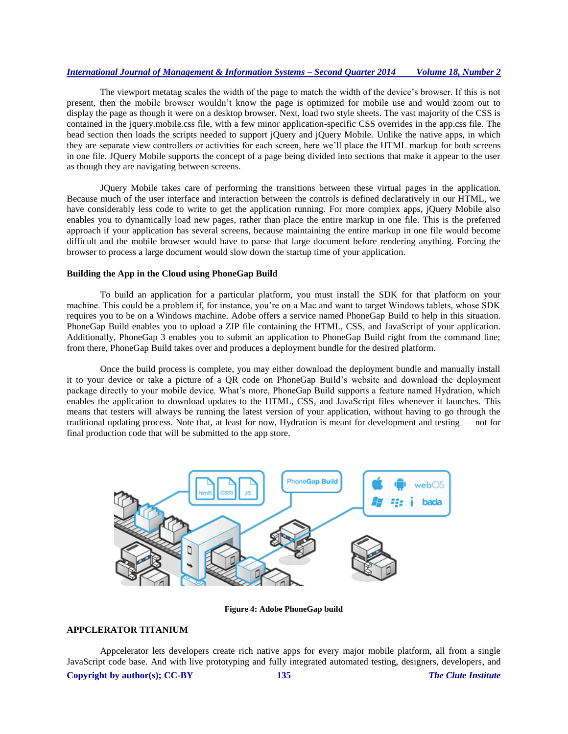The viewport metatag scales the width of the page to match the width of the device's browser. If this is not present, then the mobile browser wouldn't know the page is optimized for mobile use and would zoom out to display the page as though it were on a desktop browser. Next, load two style sheets. The vast majority of the CSS is contained in the jquery.mobile.css file, with a few minor application-specific CSS overrides in the app.css file. The head section then loads the scripts needed to support jQuery and jQuery Mobile. Unlike the native apps, in which they are separate view controllers or activities for each screen, here we'll place the HTML markup for both screens in one file. JQuery Mobile supports the concept of a page being divided into sections that make it appear to the user as though they are navigating between screens.

JQuery Mobile takes care of performing the transitions between these virtual pages in the application. Because much of the user interface and interaction between the controls is defined declaratively in our HTML, we have considerably less code to write to get the application running. For more complex apps, jQuery Mobile also enables you to dynamically load new pages, rather than place the entire markup in one file. This is the preferred approach if your application has several screens, because maintaining the entire markup in one file would become difficult and the mobile browser would have to parse that large document before rendering anything. Forcing the browser to process a large document would slow down the startup time of your application.

**Building the App in the Cloud using PhoneGap Build**

To build an application for a particular platform, you must install the SDK for that platform on your machine. This could be a problem if, for instance, you're on a Mac and want to target Windows tablets, whose SDK requires you to be on a Windows machine. Adobe offers a service named PhoneGap Build to help in this situation. PhoneGap Build enables you to upload a ZIP file containing the HTML, CSS, and JavaScript of your application. Additionally, PhoneGap 3 enables you to submit an application to PhoneGap Build right from the command line; from there, PhoneGap Build takes over and produces a deployment bundle for the desired platform.

Once the build process is complete, you may either download the deployment bundle and manually install it to your device or take a picture of a QR code on PhoneGap Build's website and download the deployment package directly to your mobile device. What's more, PhoneGap Build supports a feature named Hydration, which enables the application to download updates to the HTML, CSS, and JavaScript files whenever it launches. This means that testers will always be running the latest version of your application, without having to go through the traditional updating process. Note that, at least for now, Hydration is meant for development and testing — not for final production code that will be submitted to the app store.

**Figure 4: Adobe PhoneGap build**

## APPCLERATOR TITANIUM

Appcelerator lets developers create rich native apps for every major mobile platform, all from a single JavaScript code base. And with live prototyping and fully integrated automated testing, designers, developers, and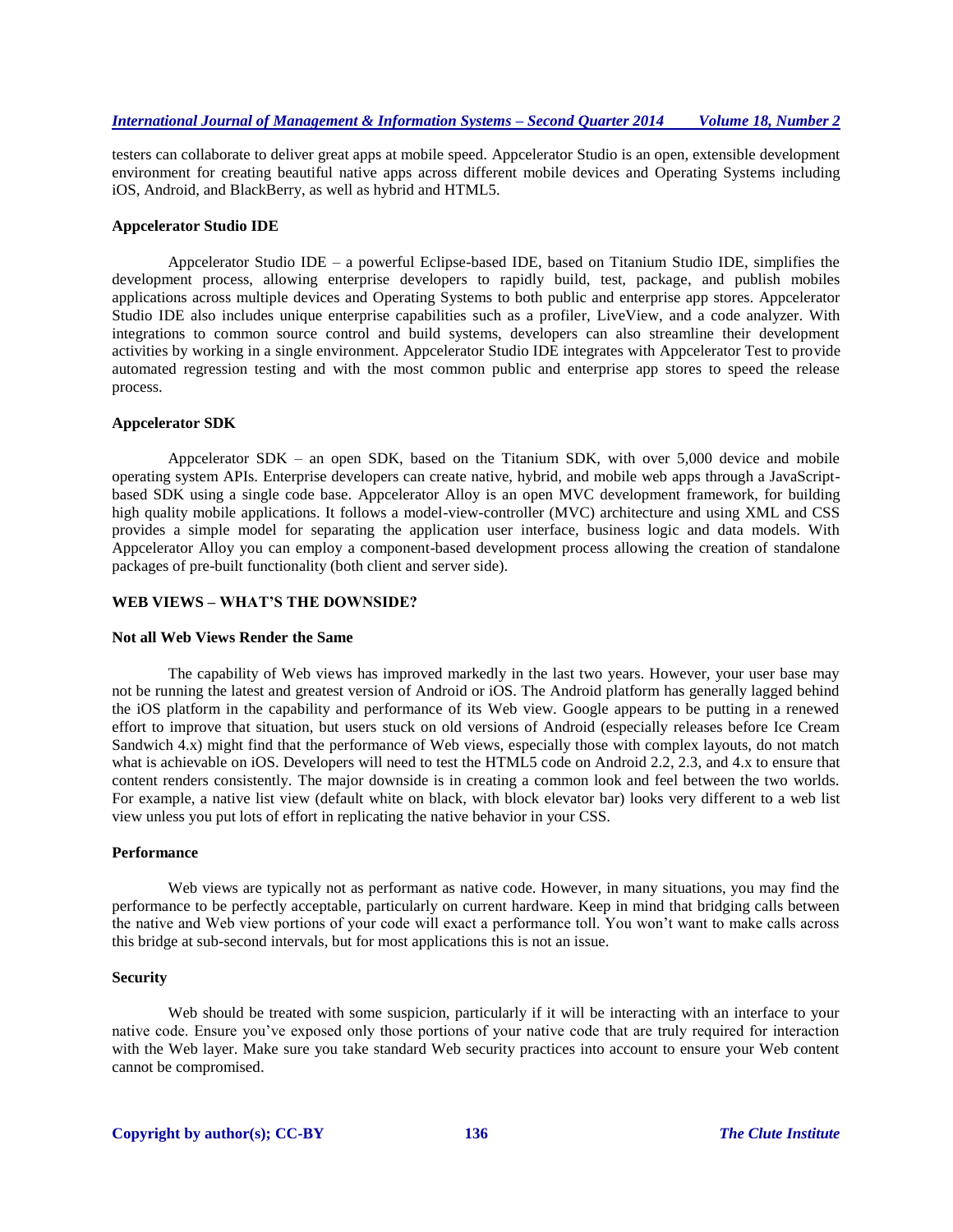testers can collaborate to deliver great apps at mobile speed. Appcelerator Studio is an open, extensible development environment for creating beautiful native apps across different mobile devices and Operating Systems including iOS, Android, and BlackBerry, as well as hybrid and HTML5.

**Appcelerator Studio IDE**

Appcelerator Studio IDE – a powerful Eclipse-based IDE, based on Titanium Studio IDE, simplifies the development process, allowing enterprise developers to rapidly build, test, package, and publish mobiles applications across multiple devices and Operating Systems to both public and enterprise app stores. Appcelerator Studio IDE also includes unique enterprise capabilities such as a profiler, LiveView, and a code analyzer. With integrations to common source control and build systems, developers can also streamline their development activities by working in a single environment. Appcelerator Studio IDE integrates with Appcelerator Test to provide automated regression testing and with the most common public and enterprise app stores to speed the release process.

**Appcelerator SDK**

Appcelerator SDK – an open SDK, based on the Titanium SDK, with over 5,000 device and mobile operating system APIs. Enterprise developers can create native, hybrid, and mobile web apps through a JavaScript-based SDK using a single code base. Appcelerator Alloy is an open MVC development framework, for building high quality mobile applications. It follows a model-view-controller (MVC) architecture and using XML and CSS provides a simple model for separating the application user interface, business logic and data models. With Appcelerator Alloy you can employ a component-based development process allowing the creation of standalone packages of pre-built functionality (both client and server side).

## WEB VIEWS – WHAT'S THE DOWNSIDE?

**Not all Web Views Render the Same**

The capability of Web views has improved markedly in the last two years. However, your user base may not be running the latest and greatest version of Android or iOS. The Android platform has generally lagged behind the iOS platform in the capability and performance of its Web view. Google appears to be putting in a renewed effort to improve that situation, but users stuck on old versions of Android (especially releases before Ice Cream Sandwich 4.x) might find that the performance of Web views, especially those with complex layouts, do not match what is achievable on iOS. Developers will need to test the HTML5 code on Android 2.2, 2.3, and 4.x to ensure that content renders consistently. The major downside is in creating a common look and feel between the two worlds. For example, a native list view (default white on black, with block elevator bar) looks very different to a web list view unless you put lots of effort in replicating the native behavior in your CSS.

**Performance**

Web views are typically not as performant as native code. However, in many situations, you may find the performance to be perfectly acceptable, particularly on current hardware. Keep in mind that bridging calls between the native and Web view portions of your code will exact a performance toll. You won't want to make calls across this bridge at sub-second intervals, but for most applications this is not an issue.

**Security**

Web should be treated with some suspicion, particularly if it will be interacting with an interface to your native code. Ensure you've exposed only those portions of your native code that are truly required for interaction with the Web layer. Make sure you take standard Web security practices into account to ensure your Web content cannot be compromised.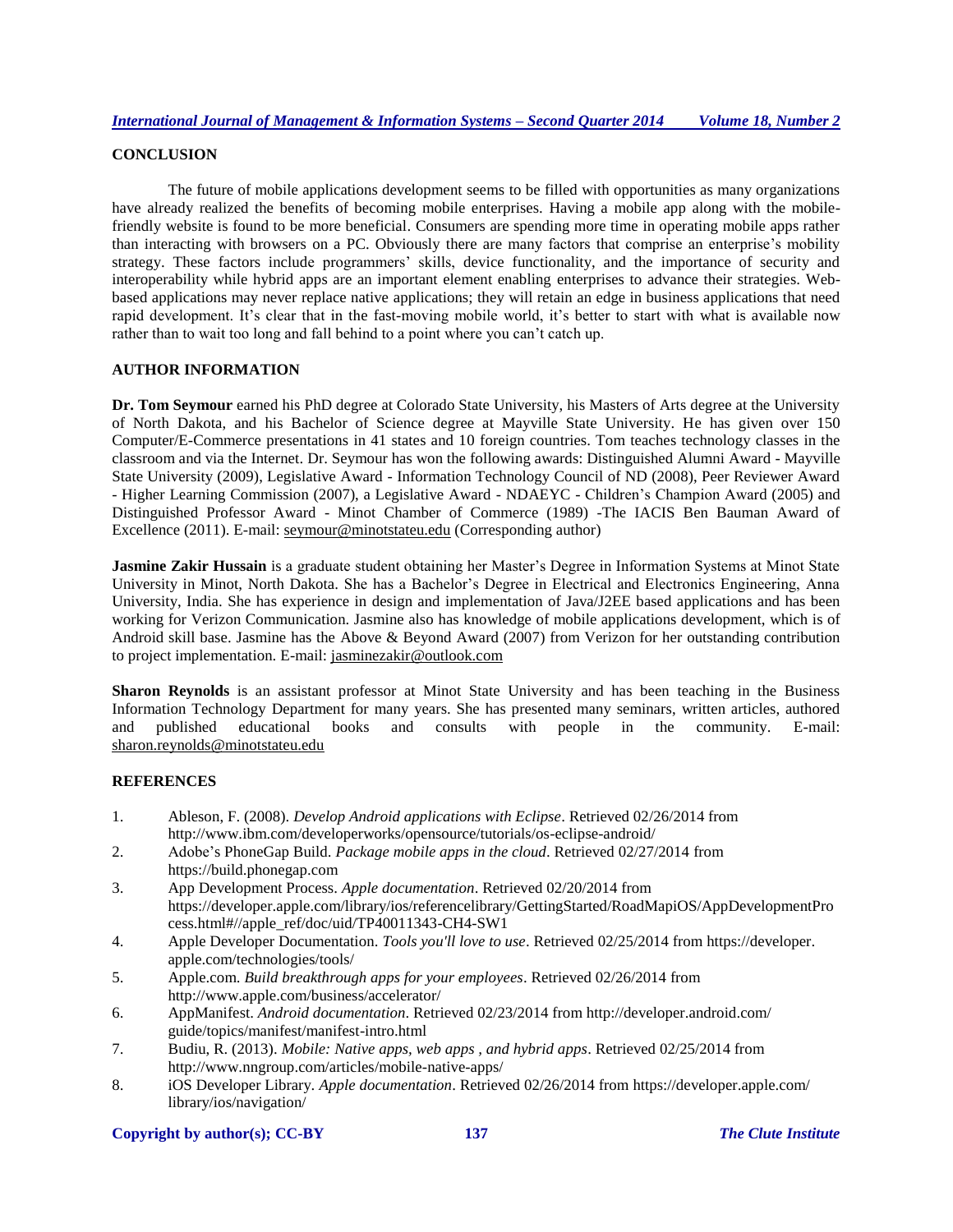## CONCLUSION

The future of mobile applications development seems to be filled with opportunities as many organizations have already realized the benefits of becoming mobile enterprises. Having a mobile app along with the mobile-friendly website is found to be more beneficial. Consumers are spending more time in operating mobile apps rather than interacting with browsers on a PC. Obviously there are many factors that comprise an enterprise's mobility strategy. These factors include programmers' skills, device functionality, and the importance of security and interoperability while hybrid apps are an important element enabling enterprises to advance their strategies. Web-based applications may never replace native applications; they will retain an edge in business applications that need rapid development. It's clear that in the fast-moving mobile world, it's better to start with what is available now rather than to wait too long and fall behind to a point where you can't catch up.

## AUTHOR INFORMATION

**Dr. Tom Seymour** earned his PhD degree at Colorado State University, his Masters of Arts degree at the University of North Dakota, and his Bachelor of Science degree at Mayville State University. He has given over 150 Computer/E-Commerce presentations in 41 states and 10 foreign countries. Tom teaches technology classes in the classroom and via the Internet. Dr. Seymour has won the following awards: Distinguished Alumni Award - Mayville State University (2009), Legislative Award - Information Technology Council of ND (2008), Peer Reviewer Award - Higher Learning Commission (2007), a Legislative Award - NDAEYC - Children's Champion Award (2005) and Distinguished Professor Award - Minot Chamber of Commerce (1989) -The IACIS Ben Bauman Award of Excellence (2011). E-mail: seymour@minotstateu.edu (Corresponding author)

**Jasmine Zakir Hussain** is a graduate student obtaining her Master's Degree in Information Systems at Minot State University in Minot, North Dakota. She has a Bachelor's Degree in Electrical and Electronics Engineering, Anna University, India. She has experience in design and implementation of Java/J2EE based applications and has been working for Verizon Communication. Jasmine also has knowledge of mobile applications development, which is of Android skill base. Jasmine has the Above & Beyond Award (2007) from Verizon for her outstanding contribution to project implementation. E-mail: jasminezakir@outlook.com

**Sharon Reynolds** is an assistant professor at Minot State University and has been teaching in the Business Information Technology Department for many years. She has presented many seminars, written articles, authored and published educational books and consults with people in the community. E-mail: sharon.reynolds@minotstateu.edu

## REFERENCES

1. Ableson, F. (2008). *Develop Android applications with Eclipse*. Retrieved 02/26/2014 from http://www.ibm.com/developerworks/opensource/tutorials/os-eclipse-android/
2. Adobe's PhoneGap Build. *Package mobile apps in the cloud*. Retrieved 02/27/2014 from https://build.phonegap.com
3. App Development Process. *Apple documentation*. Retrieved 02/20/2014 from https://developer.apple.com/library/ios/referencelibrary/GettingStarted/RoadMapiOS/AppDevelopmentProcess.html#//apple_ref/doc/uid/TP40011343-CH4-SW1
4. Apple Developer Documentation. *Tools you'll love to use*. Retrieved 02/25/2014 from https://developer.apple.com/technologies/tools/
5. Apple.com. *Build breakthrough apps for your employees*. Retrieved 02/26/2014 from http://www.apple.com/business/accelerator/
6. AppManifest. *Android documentation*. Retrieved 02/23/2014 from http://developer.android.com/guide/topics/manifest/manifest-intro.html
7. Budiu, R. (2013). *Mobile: Native apps, web apps , and hybrid apps*. Retrieved 02/25/2014 from http://www.nngroup.com/articles/mobile-native-apps/
8. iOS Developer Library. *Apple documentation*. Retrieved 02/26/2014 from https://developer.apple.com/library/ios/navigation/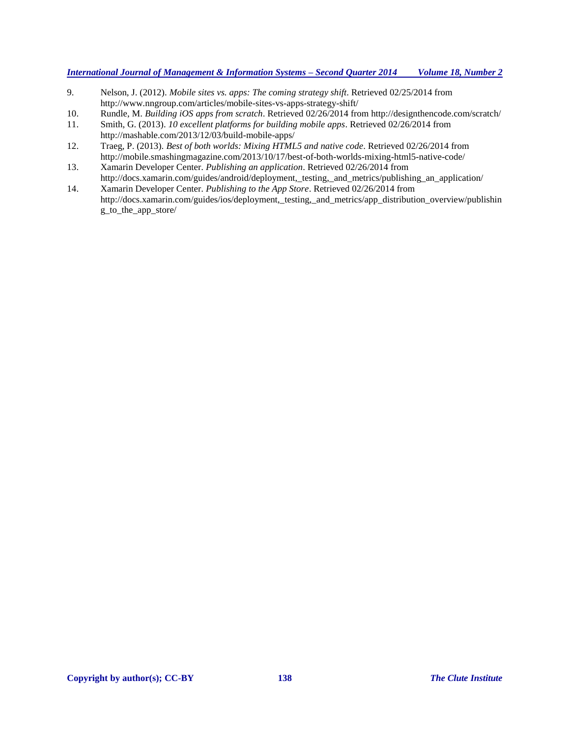9. Nelson, J. (2012). *Mobile sites vs. apps: The coming strategy shift*. Retrieved 02/25/2014 from http://www.nngroup.com/articles/mobile-sites-vs-apps-strategy-shift/
10. Rundle, M. *Building iOS apps from scratch*. Retrieved 02/26/2014 from http://designthencode.com/scratch/
11. Smith, G. (2013). *10 excellent platforms for building mobile apps*. Retrieved 02/26/2014 from http://mashable.com/2013/12/03/build-mobile-apps/
12. Traeg, P. (2013). *Best of both worlds: Mixing HTML5 and native code*. Retrieved 02/26/2014 from http://mobile.smashingmagazine.com/2013/10/17/best-of-both-worlds-mixing-html5-native-code/
13. Xamarin Developer Center. *Publishing an application*. Retrieved 02/26/2014 from http://docs.xamarin.com/guides/android/deployment,_testing,_and_metrics/publishing_an_application/
14. Xamarin Developer Center. *Publishing to the App Store*. Retrieved 02/26/2014 from http://docs.xamarin.com/guides/ios/deployment,_testing,_and_metrics/app_distribution_overview/publishing_to_the_app_store/